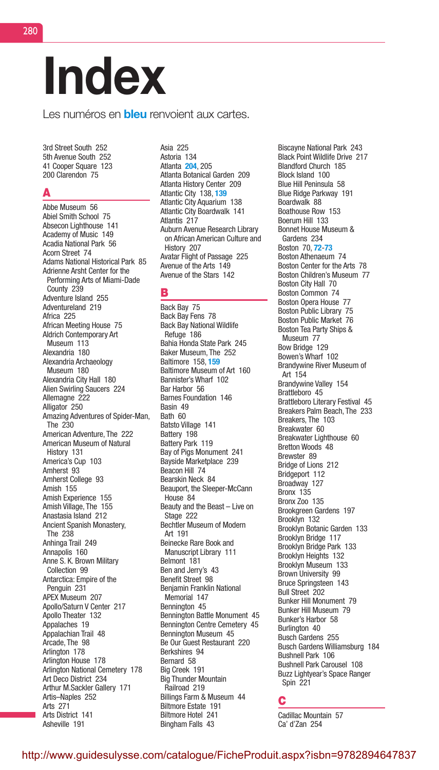# Index

Les numéros en **bleu** renvoient aux cartes.

3rd Street South 252
5th Avenue South 252
41 Cooper Square 123
200 Clarendon 75

## A

Abbe Museum 56
Abiel Smith School 75
Absecon Lighthouse 141
Academy of Music 149
Acadia National Park 56
Acorn Street 74
Adams National Historical Park 85
Adrienne Arsht Center for the Performing Arts of Miami-Dade County 239
Adventure Island 255
Adventureland 219
Africa 225
African Meeting House 75
Aldrich Contemporary Art Museum 113
Alexandria 180
Alexandria Archaeology Museum 180
Alexandria City Hall 180
Alien Swirling Saucers 224
Allemagne 222
Alligator 250
Amazing Adventures of Spider-Man, The 230
American Adventure, The 222
American Museum of Natural History 131
America's Cup 103
Amherst 93
Amherst College 93
Amish 155
Amish Experience 155
Amish Village, The 155
Anastasia Island 212
Ancient Spanish Monastery, The 238
Anhinga Trail 249
Annapolis 160
Anne S. K. Brown Military Collection 99
Antarctica: Empire of the Penguin 231
APEX Museum 207
Apollo/Saturn V Center 217
Apollo Theater 132
Appalaches 19
Appalachian Trail 48
Arcade, The 98
Arlington 178
Arlington House 178
Arlington National Cemetery 178
Art Deco District 234
Arthur M.Sackler Gallery 171
Artis–Naples 252
Arts 271
Arts District 141
Asheville 191
Asia 225
Astoria 134
Atlanta **204**, 205
Atlanta Botanical Garden 209
Atlanta History Center 209
Atlantic City 138, **139**
Atlantic City Aquarium 138
Atlantic City Boardwalk 141
Atlantis 217
Auburn Avenue Research Library on African American Culture and History 207
Avatar Flight of Passage 225
Avenue of the Arts 149
Avenue of the Stars 142

## B

Back Bay 75
Back Bay Fens 78
Back Bay National Wildlife Refuge 186
Bahia Honda State Park 245
Baker Museum, The 252
Baltimore 158, **159**
Baltimore Museum of Art 160
Bannister's Wharf 102
Bar Harbor 56
Barnes Foundation 146
Basin 49
Bath 60
Batsto Village 141
Battery 198
Battery Park 119
Bay of Pigs Monument 241
Bayside Marketplace 239
Beacon Hill 74
Bearskin Neck 84
Beauport, the Sleeper-McCann House 84
Beauty and the Beast – Live on Stage 222
Bechtler Museum of Modern Art 191
Beinecke Rare Book and Manuscript Library 111
Belmont 181
Ben and Jerry's 43
Benefit Street 98
Benjamin Franklin National Memorial 147
Bennington 45
Bennington Battle Monument 45
Bennington Centre Cemetery 45
Bennington Museum 45
Be Our Guest Restaurant 220
Berkshires 94
Bernard 58
Big Creek 191
Big Thunder Mountain Railroad 219
Billings Farm & Museum 44
Biltmore Estate 191
Biltmore Hotel 241
Bingham Falls 43
Biscayne National Park 243
Black Point Wildlife Drive 217
Blandford Church 185
Block Island 100
Blue Hill Peninsula 58
Blue Ridge Parkway 191
Boardwalk 88
Boathouse Row 153
Boerum Hill 133
Bonnet House Museum & Gardens 234
Boston 70, **72-73**
Boston Athenaeum 74
Boston Center for the Arts 78
Boston Children's Museum 77
Boston City Hall 70
Boston Common 74
Boston Opera House 77
Boston Public Library 75
Boston Public Market 76
Boston Tea Party Ships & Museum 77
Bow Bridge 129
Bowen's Wharf 102
Brandywine River Museum of Art 154
Brandywine Valley 154
Brattleboro 45
Brattleboro Literary Festival 45
Breakers Palm Beach, The 233
Breakers, The 103
Breakwater 60
Breakwater Lighthouse 60
Bretton Woods 48
Brewster 89
Bridge of Lions 212
Bridgeport 112
Broadway 127
Bronx 135
Bronx Zoo 135
Brookgreen Gardens 197
Brooklyn 132
Brooklyn Botanic Garden 133
Brooklyn Bridge 117
Brooklyn Bridge Park 133
Brooklyn Heights 132
Brooklyn Museum 133
Brown University 99
Bruce Springsteen 143
Bull Street 202
Bunker Hill Monument 79
Bunker Hill Museum 79
Bunker's Harbor 58
Burlington 40
Busch Gardens 255
Busch Gardens Williamsburg 184
Bushnell Park 106
Bushnell Park Carousel 108
Buzz Lightyear's Space Ranger Spin 221

## C

Cadillac Mountain 57
Ca' d'Zan 254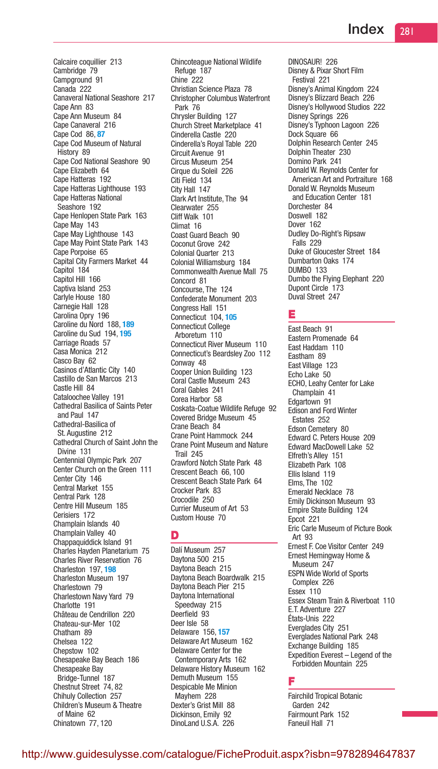Calcaire coquillier 213
Cambridge 79
Campground 91
Canada 222
Canaveral National Seashore 217
Cape Ann 83
Cape Ann Museum 84
Cape Canaveral 216
Cape Cod 86, **87**
Cape Cod Museum of Natural History 89
Cape Cod National Seashore 90
Cape Elizabeth 64
Cape Hatteras 192
Cape Hatteras Lighthouse 193
Cape Hatteras National Seashore 192
Cape Henlopen State Park 163
Cape May 143
Cape May Lighthouse 143
Cape May Point State Park 143
Cape Porpoise 65
Capital City Farmers Market 44
Capitol 184
Capitol Hill 166
Captiva Island 253
Carlyle House 180
Carnegie Hall 128
Carolina Opry 196
Caroline du Nord 188, **189**
Caroline du Sud 194, **195**
Carriage Roads 57
Casa Monica 212
Casco Bay 62
Casinos d'Atlantic City 140
Castillo de San Marcos 213
Castle Hill 84
Cataloochee Valley 191
Cathedral Basilica of Saints Peter and Paul 147
Cathedral-Basilica of St. Augustine 212
Cathedral Church of Saint John the Divine 131
Centennial Olympic Park 207
Center Church on the Green 111
Center City 146
Central Market 155
Central Park 128
Centre Hill Museum 185
Cerisiers 172
Champlain Islands 40
Champlain Valley 40
Chappaquiddick Island 91
Charles Hayden Planetarium 75
Charles River Reservation 76
Charleston 197, **198**
Charleston Museum 197
Charlestown 79
Charlestown Navy Yard 79
Charlotte 191
Château de Cendrillon 220
Chateau-sur-Mer 102
Chatham 89
Chelsea 122
Chepstow 102
Chesapeake Bay Beach 186
Chesapeake Bay Bridge-Tunnel 187
Chestnut Street 74, 82
Chihuly Collection 257
Children's Museum & Theatre of Maine 62
Chinatown 77, 120
Chincoteague National Wildlife Refuge 187
Chine 222
Christian Science Plaza 78
Christopher Columbus Waterfront Park 76
Chrysler Building 127
Church Street Marketplace 41
Cinderella Castle 220
Cinderella's Royal Table 220
Circuit Avenue 91
Circus Museum 254
Cirque du Soleil 226
Citi Field 134
City Hall 147
Clark Art Institute, The 94
Clearwater 255
Cliff Walk 101
Climat 16
Coast Guard Beach 90
Coconut Grove 242
Colonial Quarter 213
Colonial Williamsburg 184
Commonwealth Avenue Mall 75
Concord 81
Concourse, The 124
Confederate Monument 203
Congress Hall 151
Connecticut 104, **105**
Connecticut College Arboretum 110
Connecticut River Museum 110
Connecticut's Beardsley Zoo 112
Conway 48
Cooper Union Building 123
Coral Castle Museum 243
Coral Gables 241
Corea Harbor 58
Coskata-Coatue Wildlife Refuge 92
Covered Bridge Museum 45
Crane Beach 84
Crane Point Hammock 244
Crane Point Museum and Nature Trail 245
Crawford Notch State Park 48
Crescent Beach 66, 100
Crescent Beach State Park 64
Crocker Park 83
Crocodile 250
Currier Museum of Art 53
Custom House 70

## D

Dalí Museum 257
Daytona 500 215
Daytona Beach 215
Daytona Beach Boardwalk 215
Daytona Beach Pier 215
Daytona International Speedway 215
Deerfield 93
Deer Isle 58
Delaware 156, **157**
Delaware Art Museum 162
Delaware Center for the Contemporary Arts 162
Delaware History Museum 162
Demuth Museum 155
Despicable Me Minion Mayhem 228
Dexter's Grist Mill 88
Dickinson, Emily 92
DinoLand U.S.A. 226
DINOSAUR! 226
Disney & Pixar Short Film Festival 221
Disney's Animal Kingdom 224
Disney's Blizzard Beach 226
Disney's Hollywood Studios 222
Disney Springs 226
Disney's Typhoon Lagoon 226
Dock Square 66
Dolphin Research Center 245
Dolphin Theater 230
Domino Park 241
Donald W. Reynolds Center for American Art and Portraiture 168
Donald W. Reynolds Museum and Education Center 181
Dorchester 84
Doswell 182
Dover 162
Dudley Do-Right's Ripsaw Falls 229
Duke of Gloucester Street 184
Dumbarton Oaks 174
DUMBO 133
Dumbo the Flying Elephant 220
Dupont Circle 173
Duval Street 247

## E

East Beach 91
Eastern Promenade 64
East Haddam 110
Eastham 89
East Village 123
Echo Lake 50
ECHO, Leahy Center for Lake Champlain 41
Edgartown 91
Edison and Ford Winter Estates 252
Edson Cemetery 80
Edward C. Peters House 209
Edward MacDowell Lake 52
Elfreth's Alley 151
Elizabeth Park 108
Ellis Island 119
Elms, The 102
Emerald Necklace 78
Emily Dickinson Museum 93
Empire State Building 124
Epcot 221
Eric Carle Museum of Picture Book Art 93
Ernest F. Coe Visitor Center 249
Ernest Hemingway Home & Museum 247
ESPN Wide World of Sports Complex 226
Essex 110
Essex Steam Train & Riverboat 110
E.T. Adventure 227
États-Unis 222
Everglades City 251
Everglades National Park 248
Exchange Building 185
Expedition Everest – Legend of the Forbidden Mountain 225

## F

Fairchild Tropical Botanic Garden 242
Fairmount Park 152
Faneuil Hall 71

http://www.guidesulysse.com/catalogue/FicheProduit.aspx?isbn=9782894647837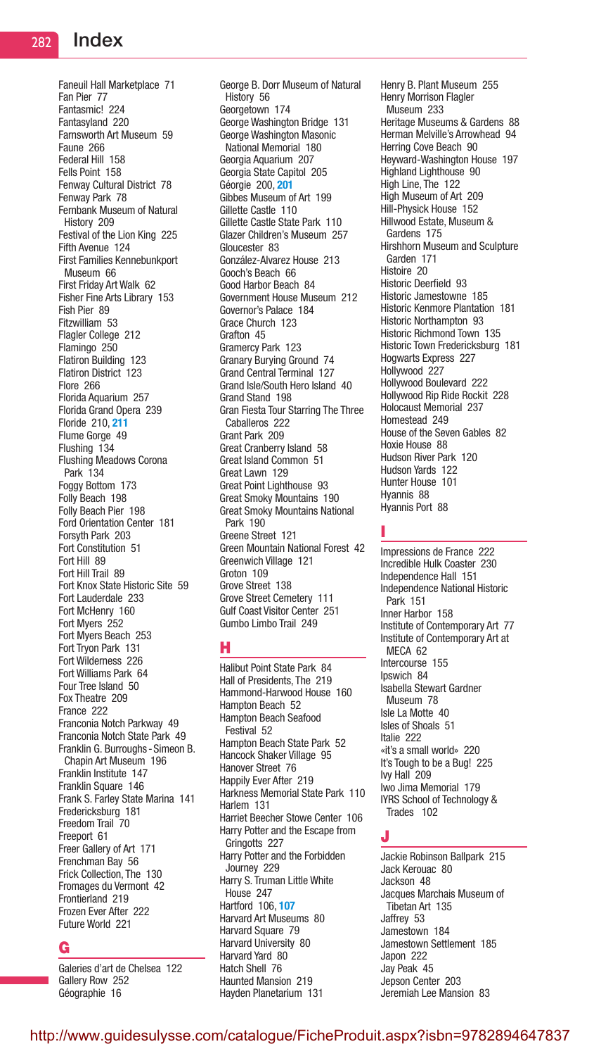# Index

Faneuil Hall Marketplace 71
Fan Pier 77
Fantasmic! 224
Fantasyland 220
Farnsworth Art Museum 59
Faune 266
Federal Hill 158
Fells Point 158
Fenway Cultural District 78
Fenway Park 78
Fernbank Museum of Natural History 209
Festival of the Lion King 225
Fifth Avenue 124
First Families Kennebunkport Museum 66
First Friday Art Walk 62
Fisher Fine Arts Library 153
Fish Pier 89
Fitzwilliam 53
Flagler College 212
Flamingo 250
Flatiron Building 123
Flatiron District 123
Flore 266
Florida Aquarium 257
Florida Grand Opera 239
Floride 210, **211**
Flume Gorge 49
Flushing 134
Flushing Meadows Corona Park 134
Foggy Bottom 173
Folly Beach 198
Folly Beach Pier 198
Ford Orientation Center 181
Forsyth Park 203
Fort Constitution 51
Fort Hill 89
Fort Hill Trail 89
Fort Knox State Historic Site 59
Fort Lauderdale 233
Fort McHenry 160
Fort Myers 252
Fort Myers Beach 253
Fort Tryon Park 131
Fort Wilderness 226
Fort Williams Park 64
Four Tree Island 50
Fox Theatre 209
France 222
Franconia Notch Parkway 49
Franconia Notch State Park 49
Franklin G. Burroughs - Simeon B. Chapin Art Museum 196
Franklin Institute 147
Franklin Square 146
Frank S. Farley State Marina 141
Fredericksburg 181
Freedom Trail 70
Freeport 61
Freer Gallery of Art 171
Frenchman Bay 56
Frick Collection, The 130
Fromages du Vermont 42
Frontierland 219
Frozen Ever After 222
Future World 221

## G

Galeries d'art de Chelsea 122
Gallery Row 252
Géographie 16
George B. Dorr Museum of Natural History 56
Georgetown 174
George Washington Bridge 131
George Washington Masonic National Memorial 180
Georgia Aquarium 207
Georgia State Capitol 205
Géorgie 200, **201**
Gibbes Museum of Art 199
Gillette Castle 110
Gillette Castle State Park 110
Glazer Children's Museum 257
Gloucester 83
González-Alvarez House 213
Gooch's Beach 66
Good Harbor Beach 84
Government House Museum 212
Governor's Palace 184
Grace Church 123
Grafton 45
Gramercy Park 123
Granary Burying Ground 74
Grand Central Terminal 127
Grand Isle/South Hero Island 40
Grand Stand 198
Gran Fiesta Tour Starring The Three Caballeros 222
Grant Park 209
Great Cranberry Island 58
Great Island Common 51
Great Lawn 129
Great Point Lighthouse 93
Great Smoky Mountains 190
Great Smoky Mountains National Park 190
Greene Street 121
Green Mountain National Forest 42
Greenwich Village 121
Groton 109
Grove Street 138
Grove Street Cemetery 111
Gulf Coast Visitor Center 251
Gumbo Limbo Trail 249

## H

Halibut Point State Park 84
Hall of Presidents, The 219
Hammond-Harwood House 160
Hampton Beach 52
Hampton Beach Seafood Festival 52
Hampton Beach State Park 52
Hancock Shaker Village 95
Hanover Street 76
Happily Ever After 219
Harkness Memorial State Park 110
Harlem 131
Harriet Beecher Stowe Center 106
Harry Potter and the Escape from Gringotts 227
Harry Potter and the Forbidden Journey 229
Harry S. Truman Little White House 247
Hartford 106, **107**
Harvard Art Museums 80
Harvard Square 79
Harvard University 80
Harvard Yard 80
Hatch Shell 76
Haunted Mansion 219
Hayden Planetarium 131
Henry B. Plant Museum 255
Henry Morrison Flagler Museum 233
Heritage Museums & Gardens 88
Herman Melville's Arrowhead 94
Herring Cove Beach 90
Heyward-Washington House 197
Highland Lighthouse 90
High Line, The 122
High Museum of Art 209
Hill-Physick House 152
Hillwood Estate, Museum & Gardens 175
Hirshhorn Museum and Sculpture Garden 171
Histoire 20
Historic Deerfield 93
Historic Jamestowne 185
Historic Kenmore Plantation 181
Historic Northampton 93
Historic Richmond Town 135
Historic Town Fredericksburg 181
Hogwarts Express 227
Hollywood 227
Hollywood Boulevard 222
Hollywood Rip Ride Rockit 228
Holocaust Memorial 237
Homestead 249
House of the Seven Gables 82
Hoxie House 88
Hudson River Park 120
Hudson Yards 122
Hunter House 101
Hyannis 88
Hyannis Port 88

## I

Impressions de France 222
Incredible Hulk Coaster 230
Independence Hall 151
Independence National Historic Park 151
Inner Harbor 158
Institute of Contemporary Art 77
Institute of Contemporary Art at MECA 62
Intercourse 155
Ipswich 84
Isabella Stewart Gardner Museum 78
Isle La Motte 40
Isles of Shoals 51
Italie 222
«it's a small world» 220
It's Tough to be a Bug! 225
Ivy Hall 209
Iwo Jima Memorial 179
IYRS School of Technology & Trades 102

## J

Jackie Robinson Ballpark 215
Jack Kerouac 80
Jackson 48
Jacques Marchais Museum of Tibetan Art 135
Jaffrey 53
Jamestown 184
Jamestown Settlement 185
Japon 222
Jay Peak 45
Jepson Center 203
Jeremiah Lee Mansion 83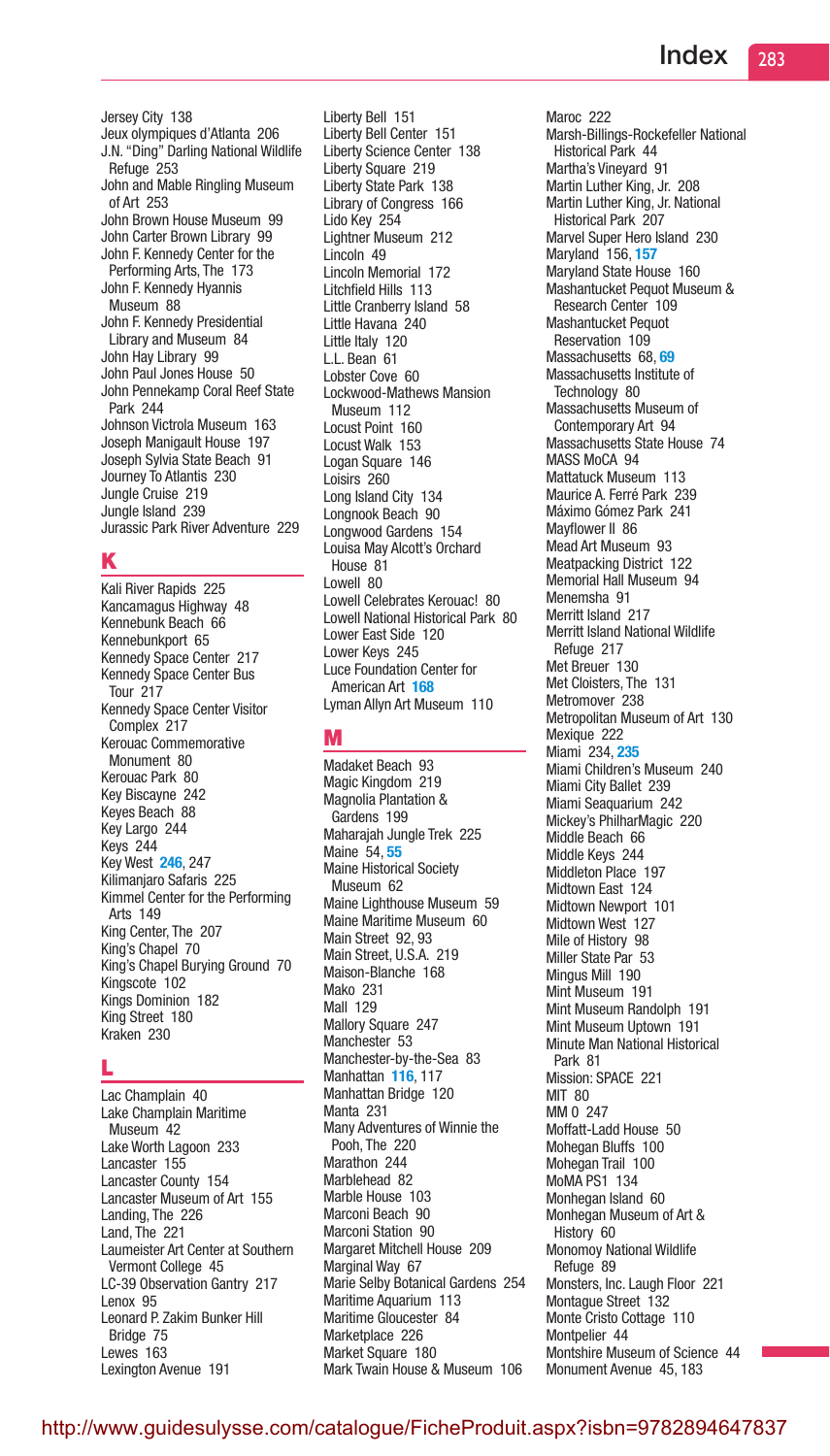Jersey City 138
Jeux olympiques d'Atlanta 206
J.N. "Ding" Darling National Wildlife Refuge 253
John and Mable Ringling Museum of Art 253
John Brown House Museum 99
John Carter Brown Library 99
John F. Kennedy Center for the Performing Arts, The 173
John F. Kennedy Hyannis Museum 88
John F. Kennedy Presidential Library and Museum 84
John Hay Library 99
John Paul Jones House 50
John Pennekamp Coral Reef State Park 244
Johnson Victrola Museum 163
Joseph Manigault House 197
Joseph Sylvia State Beach 91
Journey To Atlantis 230
Jungle Cruise 219
Jungle Island 239
Jurassic Park River Adventure 229

## K

Kali River Rapids 225
Kancamagus Highway 48
Kennebunk Beach 66
Kennebunkport 65
Kennedy Space Center 217
Kennedy Space Center Bus Tour 217
Kennedy Space Center Visitor Complex 217
Kerouac Commemorative Monument 80
Kerouac Park 80
Key Biscayne 242
Keyes Beach 88
Key Largo 244
Keys 244
Key West **246**, 247
Kilimanjaro Safaris 225
Kimmel Center for the Performing Arts 149
King Center, The 207
King's Chapel 70
King's Chapel Burying Ground 70
Kingscote 102
Kings Dominion 182
King Street 180
Kraken 230

## L

Lac Champlain 40
Lake Champlain Maritime Museum 42
Lake Worth Lagoon 233
Lancaster 155
Lancaster County 154
Lancaster Museum of Art 155
Landing, The 226
Land, The 221
Laumeister Art Center at Southern Vermont College 45
LC-39 Observation Gantry 217
Lenox 95
Leonard P. Zakim Bunker Hill Bridge 75
Lewes 163
Lexington Avenue 191
Liberty Bell 151
Liberty Bell Center 151
Liberty Science Center 138
Liberty Square 219
Liberty State Park 138
Library of Congress 166
Lido Key 254
Lightner Museum 212
Lincoln 49
Lincoln Memorial 172
Litchfield Hills 113
Little Cranberry Island 58
Little Havana 240
Little Italy 120
L.L. Bean 61
Lobster Cove 60
Lockwood-Mathews Mansion Museum 112
Locust Point 160
Locust Walk 153
Logan Square 146
Loisirs 260
Long Island City 134
Longnook Beach 90
Longwood Gardens 154
Louisa May Alcott's Orchard House 81
Lowell 80
Lowell Celebrates Kerouac! 80
Lowell National Historical Park 80
Lower East Side 120
Lower Keys 245
Luce Foundation Center for American Art **168**
Lyman Allyn Art Museum 110

## M

Madaket Beach 93
Magic Kingdom 219
Magnolia Plantation & Gardens 199
Maharajah Jungle Trek 225
Maine 54, **55**
Maine Historical Society Museum 62
Maine Lighthouse Museum 59
Maine Maritime Museum 60
Main Street 92, 93
Main Street, U.S.A. 219
Maison-Blanche 168
Mako 231
Mall 129
Mallory Square 247
Manchester 53
Manchester-by-the-Sea 83
Manhattan **116**, 117
Manhattan Bridge 120
Manta 231
Many Adventures of Winnie the Pooh, The 220
Marathon 244
Marblehead 82
Marble House 103
Marconi Beach 90
Marconi Station 90
Margaret Mitchell House 209
Marginal Way 67
Marie Selby Botanical Gardens 254
Maritime Aquarium 113
Maritime Gloucester 84
Marketplace 226
Market Square 180
Mark Twain House & Museum 106
Maroc 222
Marsh-Billings-Rockefeller National Historical Park 44
Martha's Vineyard 91
Martin Luther King, Jr. 208
Martin Luther King, Jr. National Historical Park 207
Marvel Super Hero Island 230
Maryland 156, **157**
Maryland State House 160
Mashantucket Pequot Museum & Research Center 109
Mashantucket Pequot Reservation 109
Massachusetts 68, **69**
Massachusetts Institute of Technology 80
Massachusetts Museum of Contemporary Art 94
Massachusetts State House 74
MASS MoCA 94
Mattatuck Museum 113
Maurice A. Ferré Park 239
Máximo Gómez Park 241
Mayflower II 86
Mead Art Museum 93
Meatpacking District 122
Memorial Hall Museum 94
Menemsha 91
Merritt Island 217
Merritt Island National Wildlife Refuge 217
Met Breuer 130
Met Cloisters, The 131
Metromover 238
Metropolitan Museum of Art 130
Mexique 222
Miami 234, **235**
Miami Children's Museum 240
Miami City Ballet 239
Miami Seaquarium 242
Mickey's PhilharMagic 220
Middle Beach 66
Middle Keys 244
Middleton Place 197
Midtown East 124
Midtown Newport 101
Midtown West 127
Mile of History 98
Miller State Par 53
Mingus Mill 190
Mint Museum 191
Mint Museum Randolph 191
Mint Museum Uptown 191
Minute Man National Historical Park 81
Mission: SPACE 221
MIT 80
MM 0 247
Moffatt-Ladd House 50
Mohegan Bluffs 100
Mohegan Trail 100
MoMA PS1 134
Monhegan Island 60
Monhegan Museum of Art & History 60
Monomoy National Wildlife Refuge 89
Monsters, Inc. Laugh Floor 221
Montague Street 132
Monte Cristo Cottage 110
Montpelier 44
Montshire Museum of Science 44
Monument Avenue 45, 183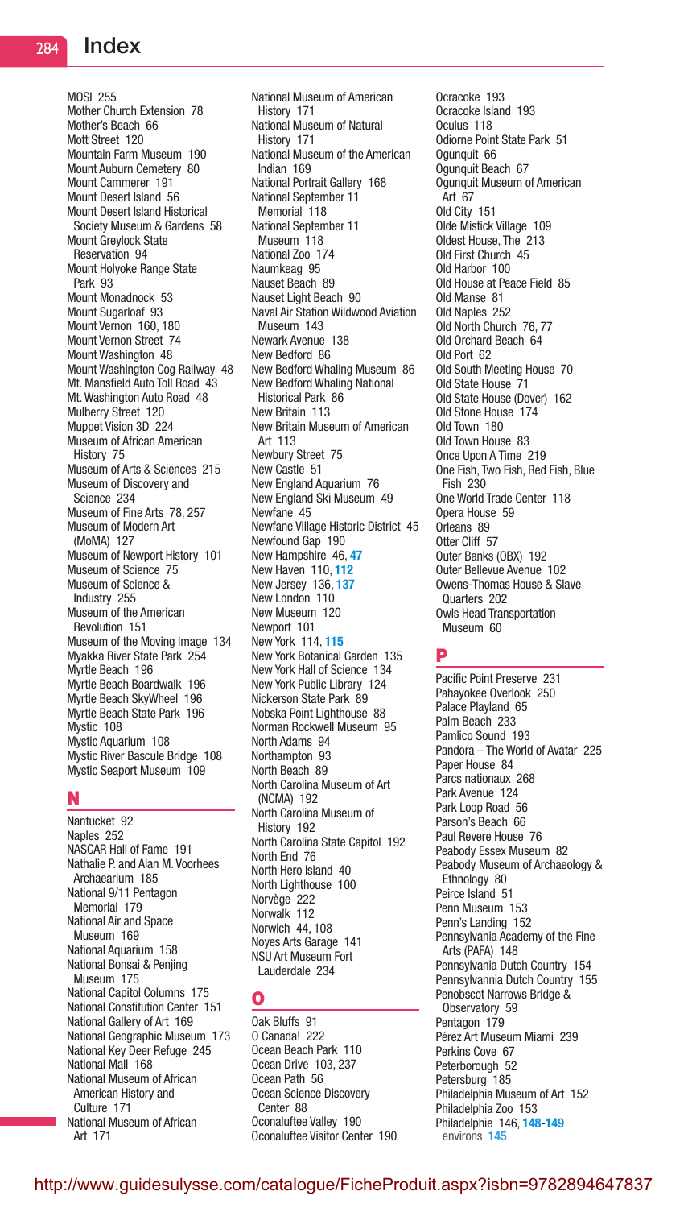# Index

MOSI 255
Mother Church Extension 78
Mother's Beach 66
Mott Street 120
Mountain Farm Museum 190
Mount Auburn Cemetery 80
Mount Cammerer 191
Mount Desert Island 56
Mount Desert Island Historical Society Museum & Gardens 58
Mount Greylock State Reservation 94
Mount Holyoke Range State Park 93
Mount Monadnock 53
Mount Sugarloaf 93
Mount Vernon 160, 180
Mount Vernon Street 74
Mount Washington 48
Mount Washington Cog Railway 48
Mt. Mansfield Auto Toll Road 43
Mt. Washington Auto Road 48
Mulberry Street 120
Muppet Vision 3D 224
Museum of African American History 75
Museum of Arts & Sciences 215
Museum of Discovery and Science 234
Museum of Fine Arts 78, 257
Museum of Modern Art (MoMA) 127
Museum of Newport History 101
Museum of Science 75
Museum of Science & Industry 255
Museum of the American Revolution 151
Museum of the Moving Image 134
Myakka River State Park 254
Myrtle Beach 196
Myrtle Beach Boardwalk 196
Myrtle Beach SkyWheel 196
Myrtle Beach State Park 196
Mystic 108
Mystic Aquarium 108
Mystic River Bascule Bridge 108
Mystic Seaport Museum 109

## N

Nantucket 92
Naples 252
NASCAR Hall of Fame 191
Nathalie P. and Alan M. Voorhees Archaearium 185
National 9/11 Pentagon Memorial 179
National Air and Space Museum 169
National Aquarium 158
National Bonsai & Penjing Museum 175
National Capitol Columns 175
National Constitution Center 151
National Gallery of Art 169
National Geographic Museum 173
National Key Deer Refuge 245
National Mall 168
National Museum of African American History and Culture 171
National Museum of African Art 171
National Museum of American History 171
National Museum of Natural History 171
National Museum of the American Indian 169
National Portrait Gallery 168
National September 11 Memorial 118
National September 11 Museum 118
National Zoo 174
Naumkeag 95
Nauset Beach 89
Nauset Light Beach 90
Naval Air Station Wildwood Aviation Museum 143
Newark Avenue 138
New Bedford 86
New Bedford Whaling Museum 86
New Bedford Whaling National Historical Park 86
New Britain 113
New Britain Museum of American Art 113
Newbury Street 75
New Castle 51
New England Aquarium 76
New England Ski Museum 49
Newfane 45
Newfane Village Historic District 45
Newfound Gap 190
New Hampshire 46, **47**
New Haven 110, **112**
New Jersey 136, **137**
New London 110
New Museum 120
Newport 101
New York 114, **115**
New York Botanical Garden 135
New York Hall of Science 134
New York Public Library 124
Nickerson State Park 89
Nobska Point Lighthouse 88
Norman Rockwell Museum 95
North Adams 94
Northampton 93
North Beach 89
North Carolina Museum of Art (NCMA) 192
North Carolina Museum of History 192
North Carolina State Capitol 192
North End 76
North Hero Island 40
North Lighthouse 100
Norvège 222
Norwalk 112
Norwich 44, 108
Noyes Arts Garage 141
NSU Art Museum Fort Lauderdale 234

## O

Oak Bluffs 91
O Canada! 222
Ocean Beach Park 110
Ocean Drive 103, 237
Ocean Path 56
Ocean Science Discovery Center 88
Oconaluftee Valley 190
Oconaluftee Visitor Center 190
Ocracoke 193
Ocracoke Island 193
Oculus 118
Odiorne Point State Park 51
Ogunquit 66
Ogunquit Beach 67
Ogunquit Museum of American Art 67
Old City 151
Olde Mistick Village 109
Oldest House, The 213
Old First Church 45
Old Harbor 100
Old House at Peace Field 85
Old Manse 81
Old Naples 252
Old North Church 76, 77
Old Orchard Beach 64
Old Port 62
Old South Meeting House 70
Old State House 71
Old State House (Dover) 162
Old Stone House 174
Old Town 180
Old Town House 83
Once Upon A Time 219
One Fish, Two Fish, Red Fish, Blue Fish 230
One World Trade Center 118
Opera House 59
Orleans 89
Otter Cliff 57
Outer Banks (OBX) 192
Outer Bellevue Avenue 102
Owens-Thomas House & Slave Quarters 202
Owls Head Transportation Museum 60

## P

Pacific Point Preserve 231
Pahayokee Overlook 250
Palace Playland 65
Palm Beach 233
Pamlico Sound 193
Pandora – The World of Avatar 225
Paper House 84
Parcs nationaux 268
Park Avenue 124
Park Loop Road 56
Parson's Beach 66
Paul Revere House 76
Peabody Essex Museum 82
Peabody Museum of Archaeology & Ethnology 80
Peirce Island 51
Penn Museum 153
Penn's Landing 152
Pennsylvania Academy of the Fine Arts (PAFA) 148
Pennsylvania Dutch Country 154
Pennsylvannia Dutch Country 155
Penobscot Narrows Bridge & Observatory 59
Pentagon 179
Pérez Art Museum Miami 239
Perkins Cove 67
Peterborough 52
Petersburg 185
Philadelphia Museum of Art 152
Philadelphia Zoo 153
Philadelphie 146, **148-149**
- environs **145**

http://www.guidesulysse.com/catalogue/FicheProduit.aspx?isbn=9782894647837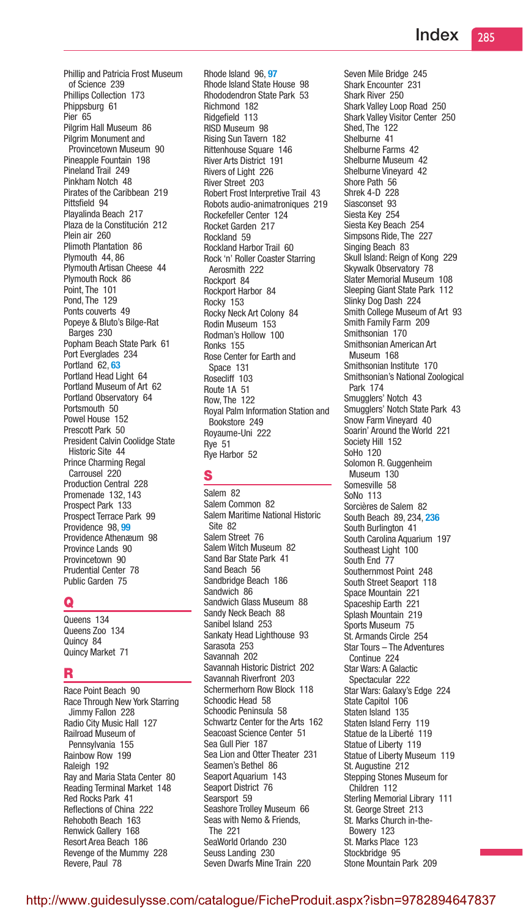Phillip and Patricia Frost Museum of Science 239
Phillips Collection 173
Phippsburg 61
Pier 65
Pilgrim Hall Museum 86
Pilgrim Monument and Provincetown Museum 90
Pineapple Fountain 198
Pineland Trail 249
Pinkham Notch 48
Pirates of the Caribbean 219
Pittsfield 94
Playalinda Beach 217
Plaza de la Constitución 212
Plein air 260
Plimoth Plantation 86
Plymouth 44, 86
Plymouth Artisan Cheese 44
Plymouth Rock 86
Point, The 101
Pond, The 129
Ponts couverts 49
Popeye & Bluto's Bilge-Rat Barges 230
Popham Beach State Park 61
Port Everglades 234
Portland 62, **63**
Portland Head Light 64
Portland Museum of Art 62
Portland Observatory 64
Portsmouth 50
Powel House 152
Prescott Park 50
President Calvin Coolidge State Historic Site 44
Prince Charming Regal Carrousel 220
Production Central 228
Promenade 132, 143
Prospect Park 133
Prospect Terrace Park 99
Providence 98, **99**
Providence Athenæum 98
Province Lands 90
Provincetown 90
Prudential Center 78
Public Garden 75

## Q

Queens 134
Queens Zoo 134
Quincy 84
Quincy Market 71

## R

Race Point Beach 90
Race Through New York Starring Jimmy Fallon 228
Radio City Music Hall 127
Railroad Museum of Pennsylvania 155
Rainbow Row 199
Raleigh 192
Ray and Maria Stata Center 80
Reading Terminal Market 148
Red Rocks Park 41
Reflections of China 222
Rehoboth Beach 163
Renwick Gallery 168
Resort Area Beach 186
Revenge of the Mummy 228
Revere, Paul 78
Rhode Island 96, **97**
Rhode Island State House 98
Rhododendron State Park 53
Richmond 182
Ridgefield 113
RISD Museum 98
Rising Sun Tavern 182
Rittenhouse Square 146
River Arts District 191
Rivers of Light 226
River Street 203
Robert Frost Interpretive Trail 43
Robots audio-animatroniques 219
Rockefeller Center 124
Rocket Garden 217
Rockland 59
Rockland Harbor Trail 60
Rock 'n' Roller Coaster Starring Aerosmith 222
Rockport 84
Rockport Harbor 84
Rocky 153
Rocky Neck Art Colony 84
Rodin Museum 153
Rodman's Hollow 100
Ronks 155
Rose Center for Earth and Space 131
Rosecliff 103
Route 1A 51
Row, The 122
Royal Palm Information Station and Bookstore 249
Royaume-Uni 222
Rye 51
Rye Harbor 52

## S

Salem 82
Salem Common 82
Salem Maritime National Historic Site 82
Salem Street 76
Salem Witch Museum 82
Sand Bar State Park 41
Sand Beach 56
Sandbridge Beach 186
Sandwich 86
Sandwich Glass Museum 88
Sandy Neck Beach 88
Sanibel Island 253
Sankaty Head Lighthouse 93
Sarasota 253
Savannah 202
Savannah Historic District 202
Savannah Riverfront 203
Schermerhorn Row Block 118
Schoodic Head 58
Schoodic Peninsula 58
Schwartz Center for the Arts 162
Seacoast Science Center 51
Sea Gull Pier 187
Sea Lion and Otter Theater 231
Seamen's Bethel 86
Seaport Aquarium 143
Seaport District 76
Searsport 59
Seashore Trolley Museum 66
Seas with Nemo & Friends, The 221
SeaWorld Orlando 230
Seuss Landing 230
Seven Dwarfs Mine Train 220
Seven Mile Bridge 245
Shark Encounter 231
Shark River 250
Shark Valley Loop Road 250
Shark Valley Visitor Center 250
Shed, The 122
Shelburne 41
Shelburne Farms 42
Shelburne Museum 42
Shelburne Vineyard 42
Shore Path 56
Shrek 4-D 228
Siasconset 93
Siesta Key 254
Siesta Key Beach 254
Simpsons Ride, The 227
Singing Beach 83
Skull Island: Reign of Kong 229
Skywalk Observatory 78
Slater Memorial Museum 108
Sleeping Giant State Park 112
Slinky Dog Dash 224
Smith College Museum of Art 93
Smith Family Farm 209
Smithsonian 170
Smithsonian American Art Museum 168
Smithsonian Institute 170
Smithsonian's National Zoological Park 174
Smugglers' Notch 43
Smugglers' Notch State Park 43
Snow Farm Vineyard 40
Soarin' Around the World 221
Society Hill 152
SoHo 120
Solomon R. Guggenheim Museum 130
Somesville 58
SoNo 113
Sorcières de Salem 82
South Beach 89, 234, **236**
South Burlington 41
South Carolina Aquarium 197
Southeast Light 100
South End 77
Southernmost Point 248
South Street Seaport 118
Space Mountain 221
Spaceship Earth 221
Splash Mountain 219
Sports Museum 75
St. Armands Circle 254
Star Tours – The Adventures Continue 224
Star Wars: A Galactic Spectacular 222
Star Wars: Galaxy's Edge 224
State Capitol 106
Staten Island 135
Staten Island Ferry 119
Statue de la Liberté 119
Statue of Liberty 119
Statue of Liberty Museum 119
St. Augustine 212
Stepping Stones Museum for Children 112
Sterling Memorial Library 111
St. George Street 213
St. Marks Church in-the-Bowery 123
St. Marks Place 123
Stockbridge 95
Stone Mountain Park 209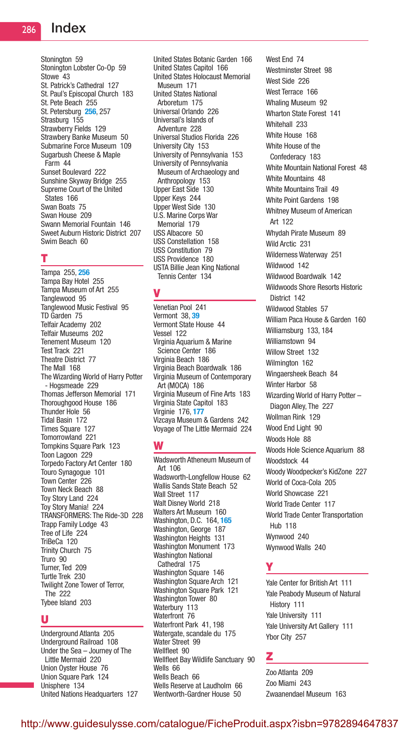## Index

Stonington 59
Stonington Lobster Co-Op 59
Stowe 43
St. Patrick's Cathedral 127
St. Paul's Episcopal Church 183
St. Pete Beach 255
St. Petersburg **256**, 257
Strasburg 155
Strawberry Fields 129
Strawbery Banke Museum 50
Submarine Force Museum 109
Sugarbush Cheese & Maple Farm 44
Sunset Boulevard 222
Sunshine Skyway Bridge 255
Supreme Court of the United States 166
Swan Boats 75
Swan House 209
Swann Memorial Fountain 146
Sweet Auburn Historic District 207
Swim Beach 60

### T

Tampa 255, **256**
Tampa Bay Hotel 255
Tampa Museum of Art 255
Tanglewood 95
Tanglewood Music Festival 95
TD Garden 75
Telfair Academy 202
Telfair Museums 202
Tenement Museum 120
Test Track 221
Theatre District 77
The Mall 168
The Wizarding World of Harry Potter - Hogsmeade 229
Thomas Jefferson Memorial 171
Thoroughgood House 186
Thunder Hole 56
Tidal Basin 172
Times Square 127
Tomorrowland 221
Tompkins Square Park 123
Toon Lagoon 229
Torpedo Factory Art Center 180
Touro Synagogue 101
Town Center 226
Town Neck Beach 88
Toy Story Land 224
Toy Story Mania! 224
TRANSFORMERS: The Ride-3D 228
Trapp Family Lodge 43
Tree of Life 224
TriBeCa 120
Trinity Church 75
Truro 90
Turner, Ted 209
Turtle Trek 230
Twilight Zone Tower of Terror, The 222
Tybee Island 203

### U

Underground Atlanta 205
Underground Railroad 108
Under the Sea – Journey of The Little Mermaid 220
Union Oyster House 76
Union Square Park 124
Unisphere 134
United Nations Headquarters 127
United States Botanic Garden 166
United States Capitol 166
United States Holocaust Memorial Museum 171
United States National Arboretum 175
Universal Orlando 226
Universal's Islands of Adventure 228
Universal Studios Florida 226
University City 153
University of Pennsylvania 153
University of Pennsylvania Museum of Archaeology and Anthropology 153
Upper East Side 130
Upper Keys 244
Upper West Side 130
U.S. Marine Corps War Memorial 179
USS Albacore 50
USS Constellation 158
USS Constitution 79
USS Providence 180
USTA Billie Jean King National Tennis Center 134

### V

Venetian Pool 241
Vermont 38, **39**
Vermont State House 44
Vessel 122
Virginia Aquarium & Marine Science Center 186
Virginia Beach 186
Virginia Beach Boardwalk 186
Virginia Museum of Contemporary Art (MOCA) 186
Virginia Museum of Fine Arts 183
Virginia State Capitol 183
Virginie 176, **177**
Vizcaya Museum & Gardens 242
Voyage of The Little Mermaid 224

### W

Wadsworth Atheneum Museum of Art 106
Wadsworth-Longfellow House 62
Wallis Sands State Beach 52
Wall Street 117
Walt Disney World 218
Walters Art Museum 160
Washington, D.C. 164, **165**
Washington, George 187
Washington Heights 131
Washington Monument 173
Washington National Cathedral 175
Washington Square 146
Washington Square Arch 121
Washington Square Park 121
Washington Tower 80
Waterbury 113
Waterfront 76
Waterfront Park 41, 198
Watergate, scandale du 175
Water Street 99
Wellfleet 90
Wellfleet Bay Wildlife Sanctuary 90
Wells 66
Wells Beach 66
Wells Reserve at Laudholm 66
Wentworth-Gardner House 50
West End 74
Westminster Street 98
West Side 226
West Terrace 166
Whaling Museum 92
Wharton State Forest 141
Whitehall 233
White House 168
White House of the Confederacy 183
White Mountain National Forest 48
White Mountains 48
White Mountains Trail 49
White Point Gardens 198
Whitney Museum of American Art 122
Whydah Pirate Museum 89
Wild Arctic 231
Wilderness Waterway 251
Wildwood 142
Wildwood Boardwalk 142
Wildwoods Shore Resorts Historic District 142
Wildwood Stables 57
William Paca House & Garden 160
Williamsburg 133, 184
Williamstown 94
Willow Street 132
Wilmington 162
Wingaersheek Beach 84
Winter Harbor 58
Wizarding World of Harry Potter – Diagon Alley, The 227
Wollman Rink 129
Wood End Light 90
Woods Hole 88
Woods Hole Science Aquarium 88
Woodstock 44
Woody Woodpecker's KidZone 227
World of Coca-Cola 205
World Showcase 221
World Trade Center 117
World Trade Center Transportation Hub 118
Wynwood 240
Wynwood Walls 240

### Y

Yale Center for British Art 111
Yale Peabody Museum of Natural History 111
Yale University 111
Yale University Art Gallery 111
Ybor City 257

### Z

Zoo Atlanta 209
Zoo Miami 243
Zwaanendael Museum 163

http://www.guidesulysse.com/catalogue/FicheProduit.aspx?isbn=9782894647837